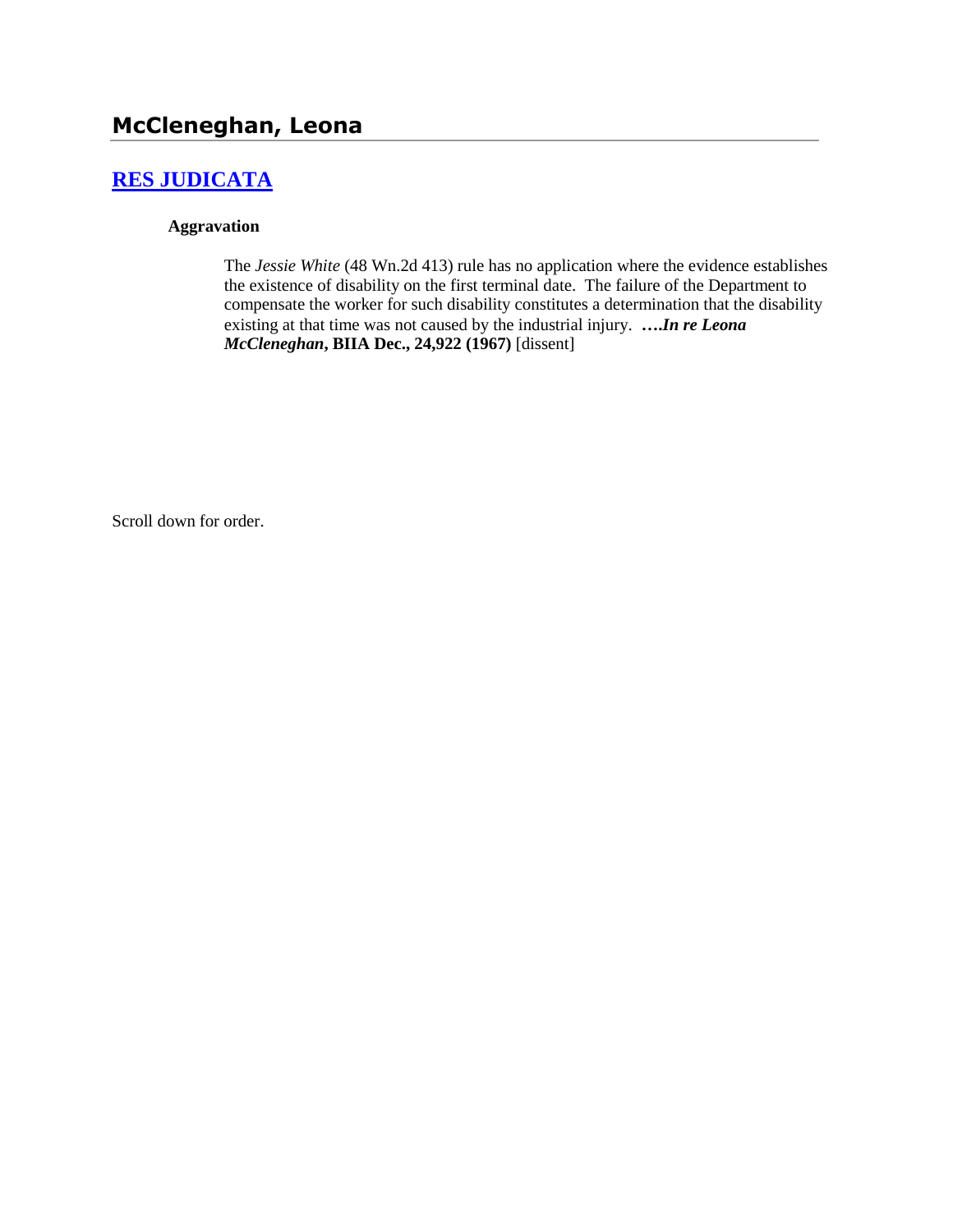# McCleneghan, Leona

## [RES JUDICATA](#)

### Aggravation

The *Jessie White* (48 Wn.2d 413) rule has no application where the evidence establishes the existence of disability on the first terminal date. The failure of the Department to compensate the worker for such disability constitutes a determination that the disability existing at that time was not caused by the industrial injury. ***….In re Leona McCleneghan*, BIIA Dec., 24,922 (1967)** [dissent]

Scroll down for order.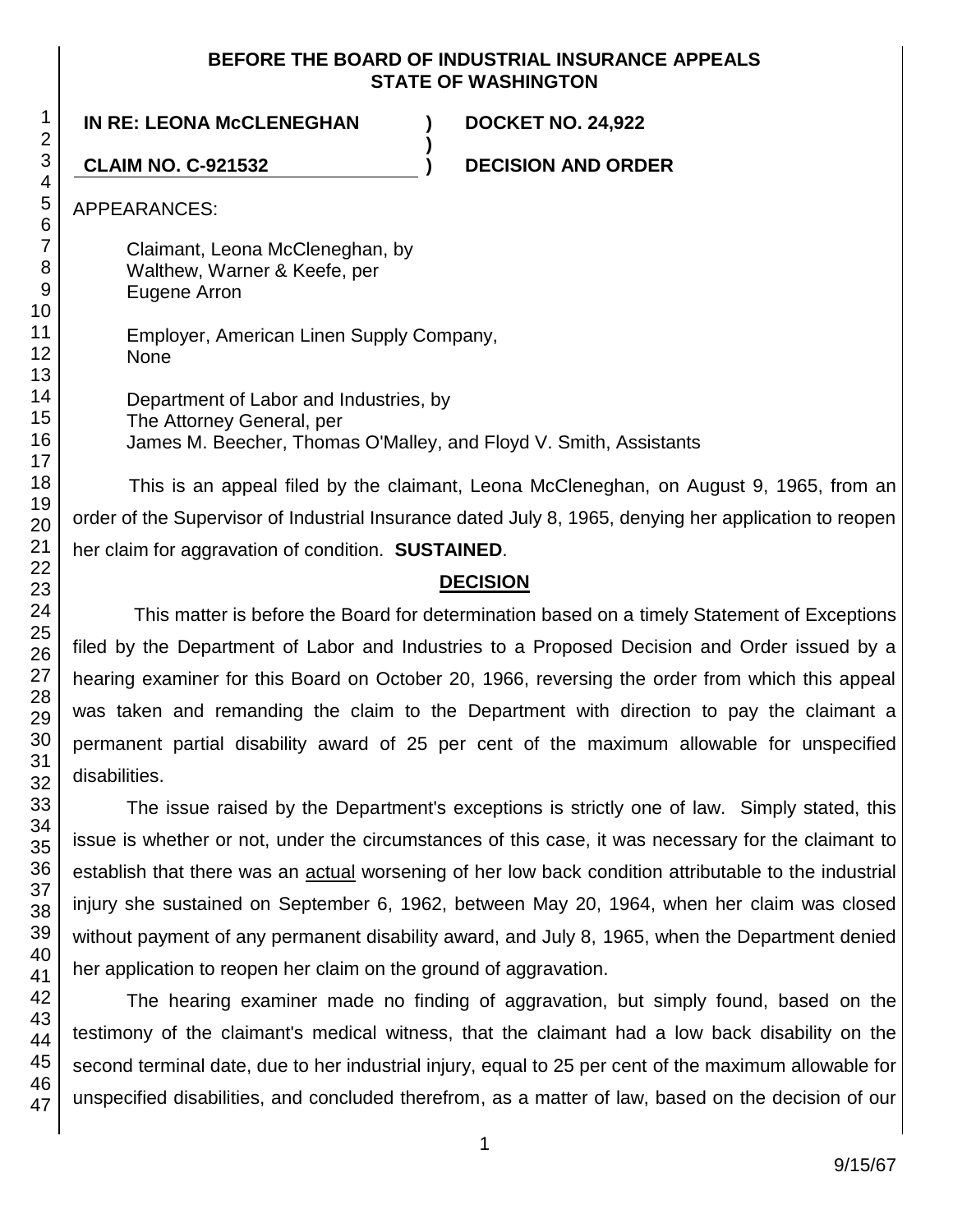**BEFORE THE BOARD OF INDUSTRIAL INSURANCE APPEALS**
**STATE OF WASHINGTON**

| | | |
|---|---|---|
| **IN RE: LEONA McCLENEGHAN** | **)** | **DOCKET NO. 24,922** |
| | **)** | |
| **CLAIM NO. C-921532** | **)** | **DECISION AND ORDER** |

APPEARANCES:

Claimant, Leona McCleneghan, by
Walthew, Warner & Keefe, per
Eugene Arron

Employer, American Linen Supply Company,
None

Department of Labor and Industries, by
The Attorney General, per
James M. Beecher, Thomas O'Malley, and Floyd V. Smith, Assistants

This is an appeal filed by the claimant, Leona McCleneghan, on August 9, 1965, from an order of the Supervisor of Industrial Insurance dated July 8, 1965, denying her application to reopen her claim for aggravation of condition. **SUSTAINED**.

## DECISION

This matter is before the Board for determination based on a timely Statement of Exceptions filed by the Department of Labor and Industries to a Proposed Decision and Order issued by a hearing examiner for this Board on October 20, 1966, reversing the order from which this appeal was taken and remanding the claim to the Department with direction to pay the claimant a permanent partial disability award of 25 per cent of the maximum allowable for unspecified disabilities.

The issue raised by the Department's exceptions is strictly one of law. Simply stated, this issue is whether or not, under the circumstances of this case, it was necessary for the claimant to establish that there was an actual worsening of her low back condition attributable to the industrial injury she sustained on September 6, 1962, between May 20, 1964, when her claim was closed without payment of any permanent disability award, and July 8, 1965, when the Department denied her application to reopen her claim on the ground of aggravation.

The hearing examiner made no finding of aggravation, but simply found, based on the testimony of the claimant's medical witness, that the claimant had a low back disability on the second terminal date, due to her industrial injury, equal to 25 per cent of the maximum allowable for unspecified disabilities, and concluded therefrom, as a matter of law, based on the decision of our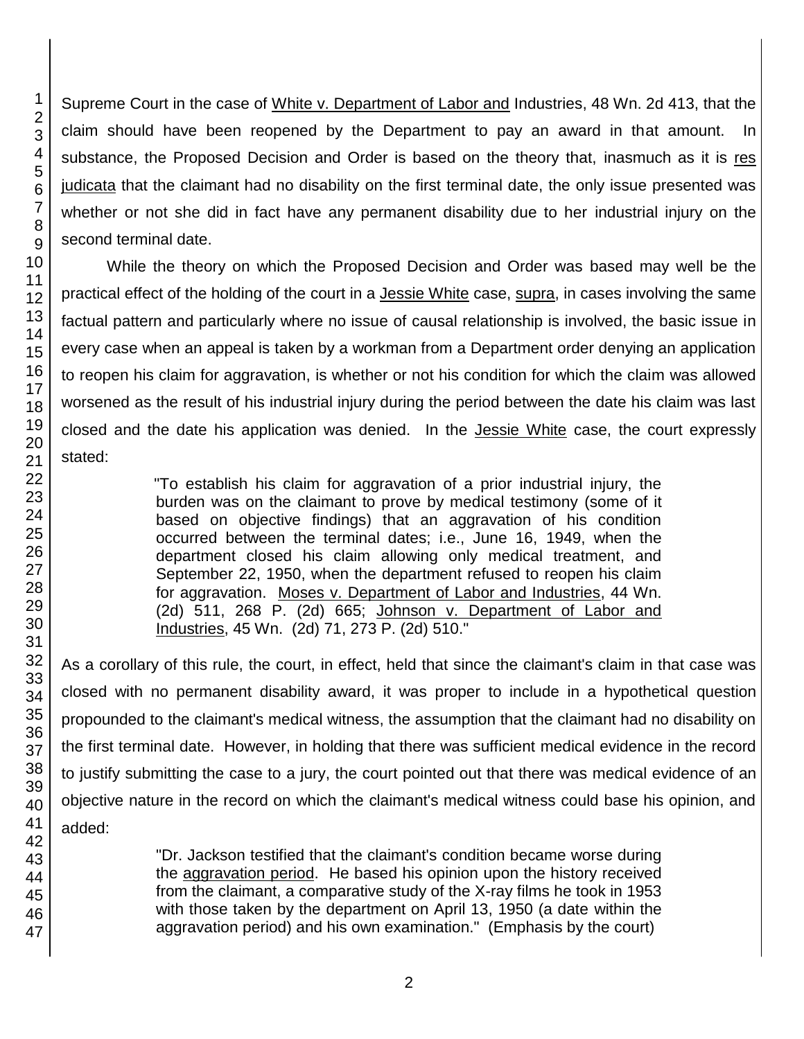Supreme Court in the case of White v. Department of Labor and Industries, 48 Wn. 2d 413, that the claim should have been reopened by the Department to pay an award in that amount. In substance, the Proposed Decision and Order is based on the theory that, inasmuch as it is res judicata that the claimant had no disability on the first terminal date, the only issue presented was whether or not she did in fact have any permanent disability due to her industrial injury on the second terminal date.

While the theory on which the Proposed Decision and Order was based may well be the practical effect of the holding of the court in a Jessie White case, supra, in cases involving the same factual pattern and particularly where no issue of causal relationship is involved, the basic issue in every case when an appeal is taken by a workman from a Department order denying an application to reopen his claim for aggravation, is whether or not his condition for which the claim was allowed worsened as the result of his industrial injury during the period between the date his claim was last closed and the date his application was denied. In the Jessie White case, the court expressly stated:

> "To establish his claim for aggravation of a prior industrial injury, the burden was on the claimant to prove by medical testimony (some of it based on objective findings) that an aggravation of his condition occurred between the terminal dates; i.e., June 16, 1949, when the department closed his claim allowing only medical treatment, and September 22, 1950, when the department refused to reopen his claim for aggravation. Moses v. Department of Labor and Industries, 44 Wn. (2d) 511, 268 P. (2d) 665; Johnson v. Department of Labor and Industries, 45 Wn. (2d) 71, 273 P. (2d) 510."

As a corollary of this rule, the court, in effect, held that since the claimant's claim in that case was closed with no permanent disability award, it was proper to include in a hypothetical question propounded to the claimant's medical witness, the assumption that the claimant had no disability on the first terminal date. However, in holding that there was sufficient medical evidence in the record to justify submitting the case to a jury, the court pointed out that there was medical evidence of an objective nature in the record on which the claimant's medical witness could base his opinion, and added:

> "Dr. Jackson testified that the claimant's condition became worse during the aggravation period. He based his opinion upon the history received from the claimant, a comparative study of the X-ray films he took in 1953 with those taken by the department on April 13, 1950 (a date within the aggravation period) and his own examination." (Emphasis by the court)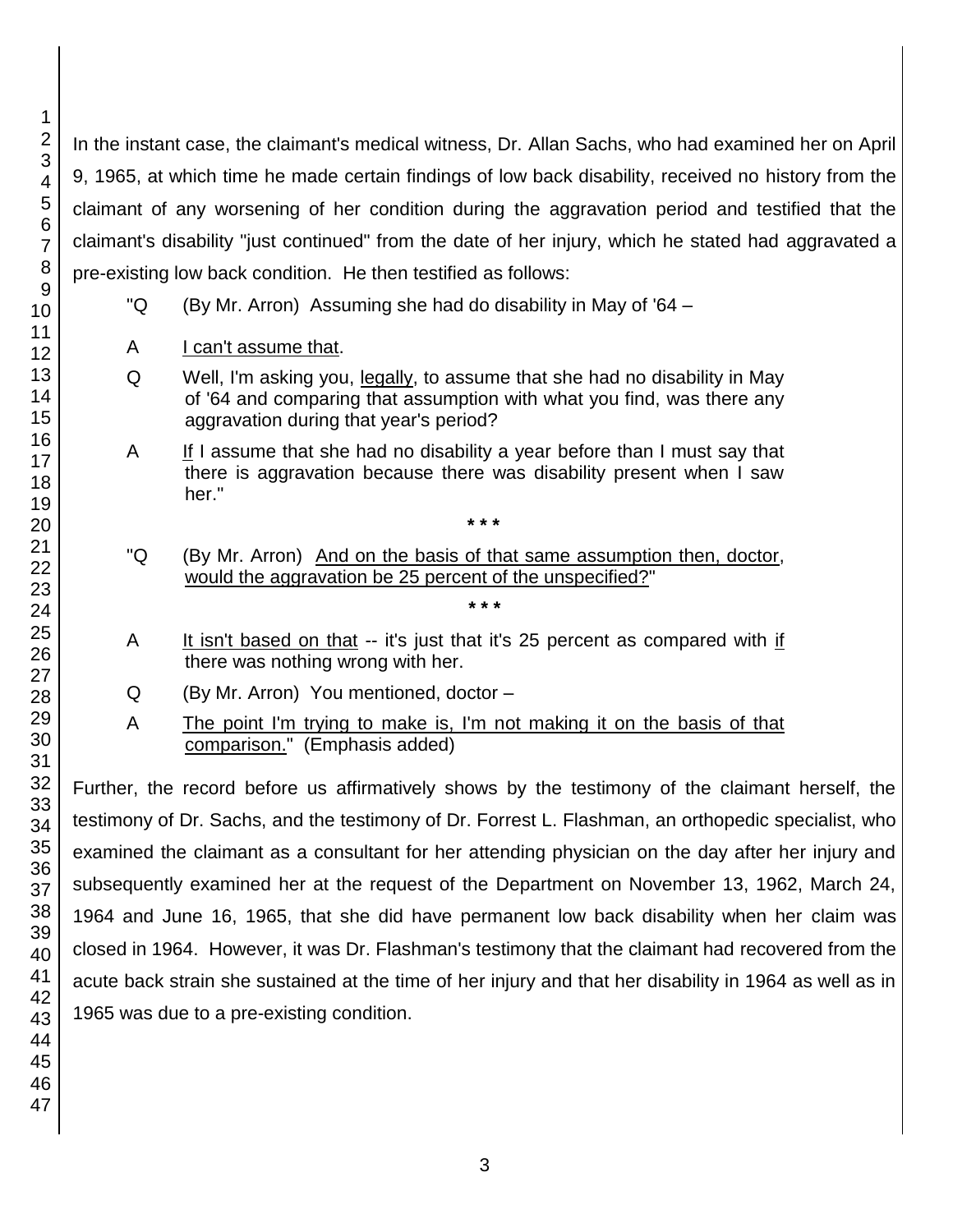In the instant case, the claimant's medical witness, Dr. Allan Sachs, who had examined her on April 9, 1965, at which time he made certain findings of low back disability, received no history from the claimant of any worsening of her condition during the aggravation period and testified that the claimant's disability "just continued" from the date of her injury, which he stated had aggravated a pre-existing low back condition. He then testified as follows:

> "Q (By Mr. Arron) Assuming she had do disability in May of '64 –
>
> A <u>I can't assume that</u>.
>
> Q Well, I'm asking you, <u>legally</u>, to assume that she had no disability in May of '64 and comparing that assumption with what you find, was there any aggravation during that year's period?
>
> A <u>If</u> I assume that she had no disability a year before than I must say that there is aggravation because there was disability present when I saw her."
>
> \* \* \*
>
> "Q (By Mr. Arron) <u>And on the basis of that same assumption then, doctor</u>, <u>would the aggravation be 25 percent of the unspecified?</u>"
>
> \* \* \*
>
> A <u>It isn't based on that</u> -- it's just that it's 25 percent as compared with <u>if</u> there was nothing wrong with her.
>
> Q (By Mr. Arron) You mentioned, doctor –
>
> A <u>The point I'm trying to make is, I'm not making it on the basis of that comparison.</u>" (Emphasis added)

Further, the record before us affirmatively shows by the testimony of the claimant herself, the testimony of Dr. Sachs, and the testimony of Dr. Forrest L. Flashman, an orthopedic specialist, who examined the claimant as a consultant for her attending physician on the day after her injury and subsequently examined her at the request of the Department on November 13, 1962, March 24, 1964 and June 16, 1965, that she did have permanent low back disability when her claim was closed in 1964. However, it was Dr. Flashman's testimony that the claimant had recovered from the acute back strain she sustained at the time of her injury and that her disability in 1964 as well as in 1965 was due to a pre-existing condition.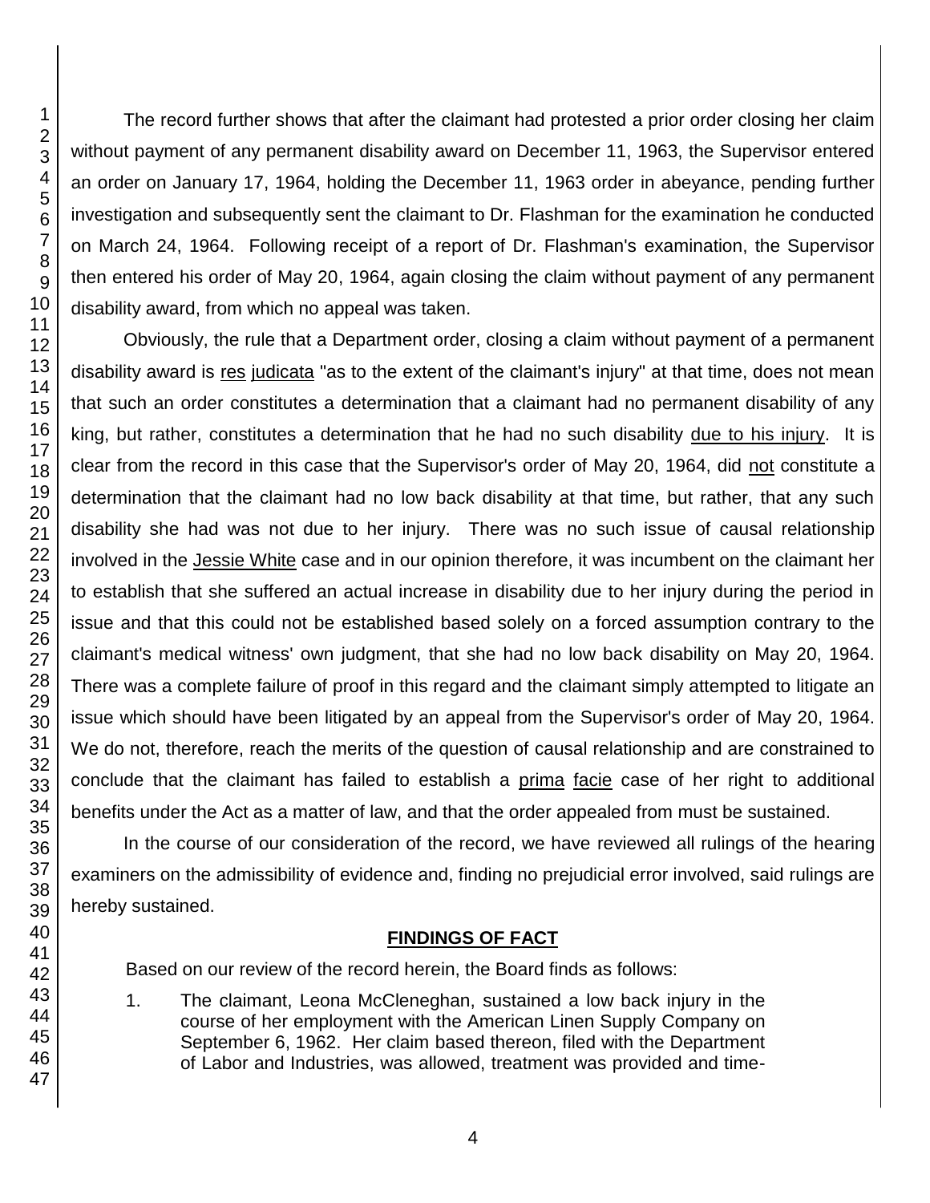The record further shows that after the claimant had protested a prior order closing her claim without payment of any permanent disability award on December 11, 1963, the Supervisor entered an order on January 17, 1964, holding the December 11, 1963 order in abeyance, pending further investigation and subsequently sent the claimant to Dr. Flashman for the examination he conducted on March 24, 1964. Following receipt of a report of Dr. Flashman's examination, the Supervisor then entered his order of May 20, 1964, again closing the claim without payment of any permanent disability award, from which no appeal was taken.

Obviously, the rule that a Department order, closing a claim without payment of a permanent disability award is res judicata "as to the extent of the claimant's injury" at that time, does not mean that such an order constitutes a determination that a claimant had no permanent disability of any king, but rather, constitutes a determination that he had no such disability due to his injury. It is clear from the record in this case that the Supervisor's order of May 20, 1964, did not constitute a determination that the claimant had no low back disability at that time, but rather, that any such disability she had was not due to her injury. There was no such issue of causal relationship involved in the Jessie White case and in our opinion therefore, it was incumbent on the claimant her to establish that she suffered an actual increase in disability due to her injury during the period in issue and that this could not be established based solely on a forced assumption contrary to the claimant's medical witness' own judgment, that she had no low back disability on May 20, 1964. There was a complete failure of proof in this regard and the claimant simply attempted to litigate an issue which should have been litigated by an appeal from the Supervisor's order of May 20, 1964. We do not, therefore, reach the merits of the question of causal relationship and are constrained to conclude that the claimant has failed to establish a prima facie case of her right to additional benefits under the Act as a matter of law, and that the order appealed from must be sustained.

In the course of our consideration of the record, we have reviewed all rulings of the hearing examiners on the admissibility of evidence and, finding no prejudicial error involved, said rulings are hereby sustained.

## FINDINGS OF FACT

Based on our review of the record herein, the Board finds as follows:

1. The claimant, Leona McCleneghan, sustained a low back injury in the course of her employment with the American Linen Supply Company on September 6, 1962. Her claim based thereon, filed with the Department of Labor and Industries, was allowed, treatment was provided and time-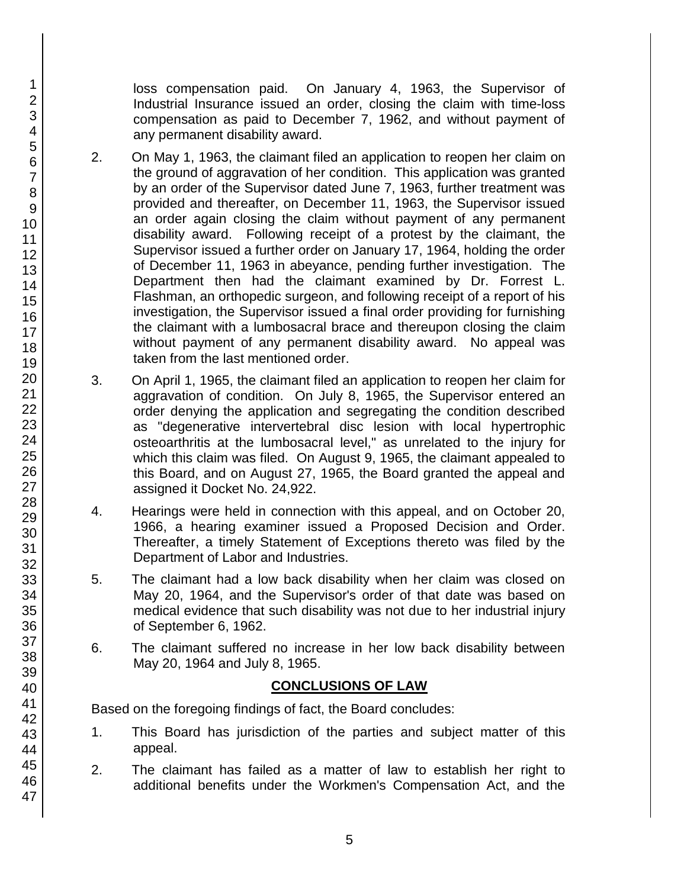loss compensation paid. On January 4, 1963, the Supervisor of Industrial Insurance issued an order, closing the claim with time-loss compensation as paid to December 7, 1962, and without payment of any permanent disability award.

2. On May 1, 1963, the claimant filed an application to reopen her claim on the ground of aggravation of her condition. This application was granted by an order of the Supervisor dated June 7, 1963, further treatment was provided and thereafter, on December 11, 1963, the Supervisor issued an order again closing the claim without payment of any permanent disability award. Following receipt of a protest by the claimant, the Supervisor issued a further order on January 17, 1964, holding the order of December 11, 1963 in abeyance, pending further investigation. The Department then had the claimant examined by Dr. Forrest L. Flashman, an orthopedic surgeon, and following receipt of a report of his investigation, the Supervisor issued a final order providing for furnishing the claimant with a lumbosacral brace and thereupon closing the claim without payment of any permanent disability award. No appeal was taken from the last mentioned order.

3. On April 1, 1965, the claimant filed an application to reopen her claim for aggravation of condition. On July 8, 1965, the Supervisor entered an order denying the application and segregating the condition described as "degenerative intervertebral disc lesion with local hypertrophic osteoarthritis at the lumbosacral level," as unrelated to the injury for which this claim was filed. On August 9, 1965, the claimant appealed to this Board, and on August 27, 1965, the Board granted the appeal and assigned it Docket No. 24,922.

4. Hearings were held in connection with this appeal, and on October 20, 1966, a hearing examiner issued a Proposed Decision and Order. Thereafter, a timely Statement of Exceptions thereto was filed by the Department of Labor and Industries.

5. The claimant had a low back disability when her claim was closed on May 20, 1964, and the Supervisor's order of that date was based on medical evidence that such disability was not due to her industrial injury of September 6, 1962.

6. The claimant suffered no increase in her low back disability between May 20, 1964 and July 8, 1965.

## CONCLUSIONS OF LAW

Based on the foregoing findings of fact, the Board concludes:

1. This Board has jurisdiction of the parties and subject matter of this appeal.

2. The claimant has failed as a matter of law to establish her right to additional benefits under the Workmen's Compensation Act, and the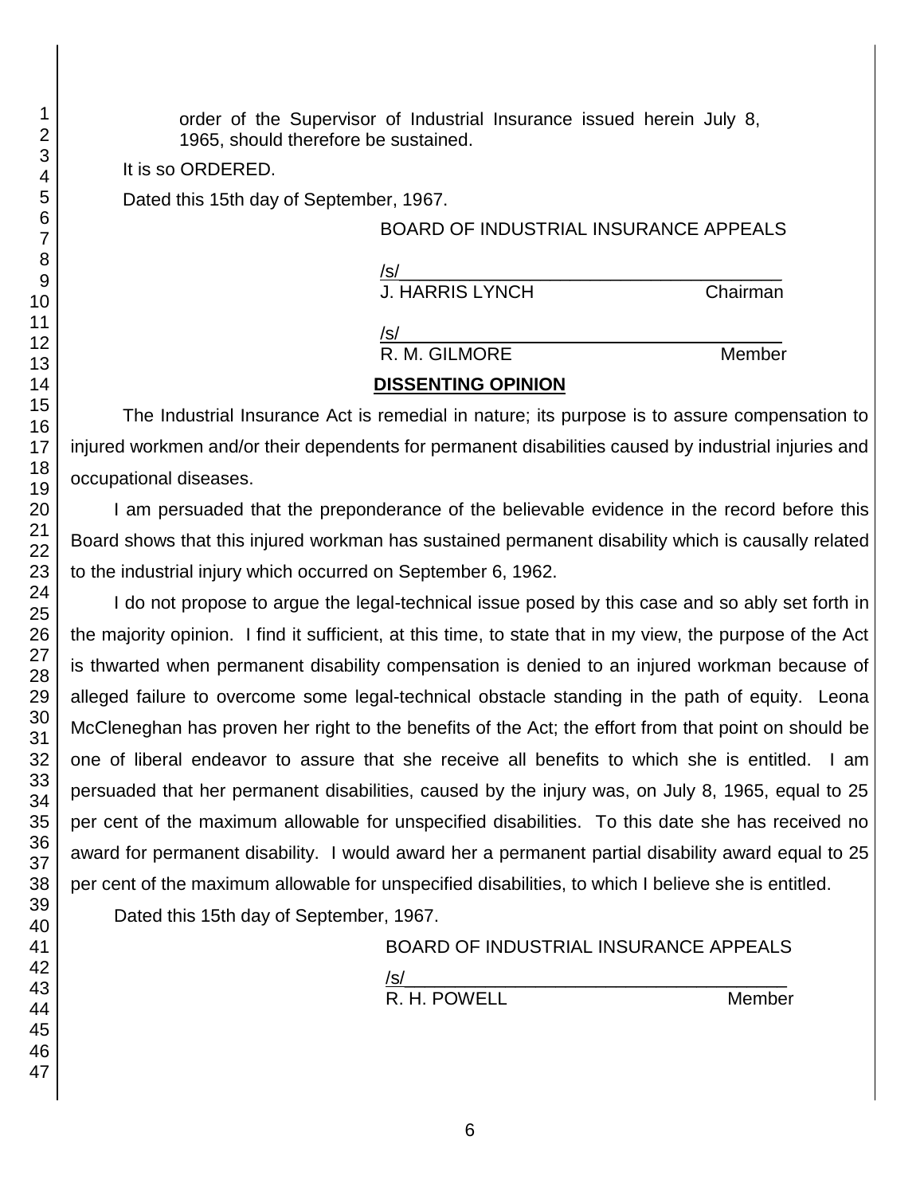order of the Supervisor of Industrial Insurance issued herein July 8, 1965, should therefore be sustained.

It is so ORDERED.

Dated this 15th day of September, 1967.

BOARD OF INDUSTRIAL INSURANCE APPEALS

/s/
J. HARRIS LYNCH Chairman

/s/
R. M. GILMORE Member

**DISSENTING OPINION**

The Industrial Insurance Act is remedial in nature; its purpose is to assure compensation to injured workmen and/or their dependents for permanent disabilities caused by industrial injuries and occupational diseases.

I am persuaded that the preponderance of the believable evidence in the record before this Board shows that this injured workman has sustained permanent disability which is causally related to the industrial injury which occurred on September 6, 1962.

I do not propose to argue the legal-technical issue posed by this case and so ably set forth in the majority opinion. I find it sufficient, at this time, to state that in my view, the purpose of the Act is thwarted when permanent disability compensation is denied to an injured workman because of alleged failure to overcome some legal-technical obstacle standing in the path of equity. Leona McCleneghan has proven her right to the benefits of the Act; the effort from that point on should be one of liberal endeavor to assure that she receive all benefits to which she is entitled. I am persuaded that her permanent disabilities, caused by the injury was, on July 8, 1965, equal to 25 per cent of the maximum allowable for unspecified disabilities. To this date she has received no award for permanent disability. I would award her a permanent partial disability award equal to 25 per cent of the maximum allowable for unspecified disabilities, to which I believe she is entitled.

Dated this 15th day of September, 1967.

BOARD OF INDUSTRIAL INSURANCE APPEALS

/s/
R. H. POWELL Member